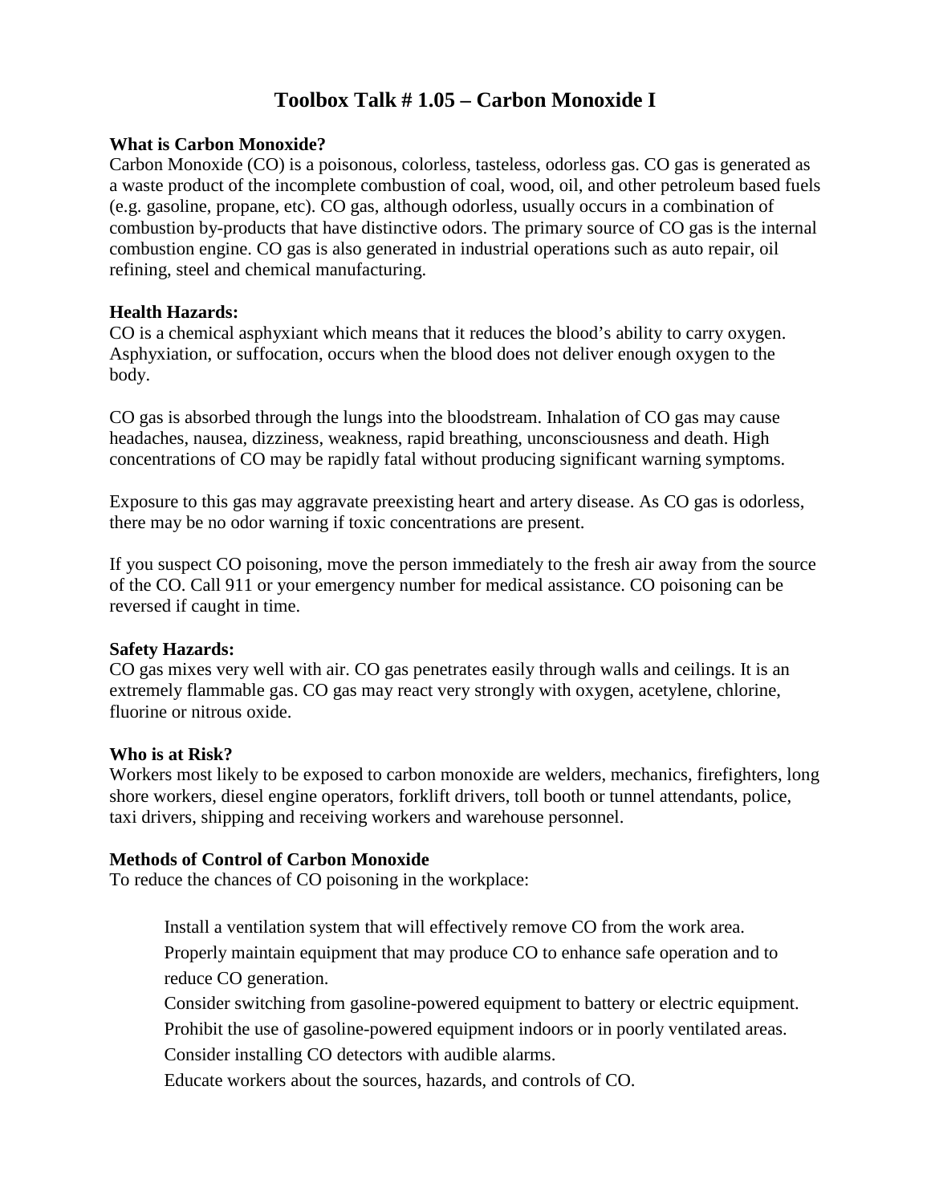# Toolbox Talk # 1.05 – Carbon Monoxide I

**What is Carbon Monoxide?**

Carbon Monoxide (CO) is a poisonous, colorless, tasteless, odorless gas. CO gas is generated as a waste product of the incomplete combustion of coal, wood, oil, and other petroleum based fuels (e.g. gasoline, propane, etc). CO gas, although odorless, usually occurs in a combination of combustion by-products that have distinctive odors. The primary source of CO gas is the internal combustion engine. CO gas is also generated in industrial operations such as auto repair, oil refining, steel and chemical manufacturing.

**Health Hazards:**

CO is a chemical asphyxiant which means that it reduces the blood's ability to carry oxygen. Asphyxiation, or suffocation, occurs when the blood does not deliver enough oxygen to the body.

CO gas is absorbed through the lungs into the bloodstream. Inhalation of CO gas may cause headaches, nausea, dizziness, weakness, rapid breathing, unconsciousness and death. High concentrations of CO may be rapidly fatal without producing significant warning symptoms.

Exposure to this gas may aggravate preexisting heart and artery disease. As CO gas is odorless, there may be no odor warning if toxic concentrations are present.

If you suspect CO poisoning, move the person immediately to the fresh air away from the source of the CO. Call 911 or your emergency number for medical assistance. CO poisoning can be reversed if caught in time.

**Safety Hazards:**

CO gas mixes very well with air. CO gas penetrates easily through walls and ceilings. It is an extremely flammable gas. CO gas may react very strongly with oxygen, acetylene, chlorine, fluorine or nitrous oxide.

**Who is at Risk?**

Workers most likely to be exposed to carbon monoxide are welders, mechanics, firefighters, long shore workers, diesel engine operators, forklift drivers, toll booth or tunnel attendants, police, taxi drivers, shipping and receiving workers and warehouse personnel.

**Methods of Control of Carbon Monoxide**

To reduce the chances of CO poisoning in the workplace:

- Install a ventilation system that will effectively remove CO from the work area.
- Properly maintain equipment that may produce CO to enhance safe operation and to reduce CO generation.
- Consider switching from gasoline-powered equipment to battery or electric equipment.
- Prohibit the use of gasoline-powered equipment indoors or in poorly ventilated areas.
- Consider installing CO detectors with audible alarms.
- Educate workers about the sources, hazards, and controls of CO.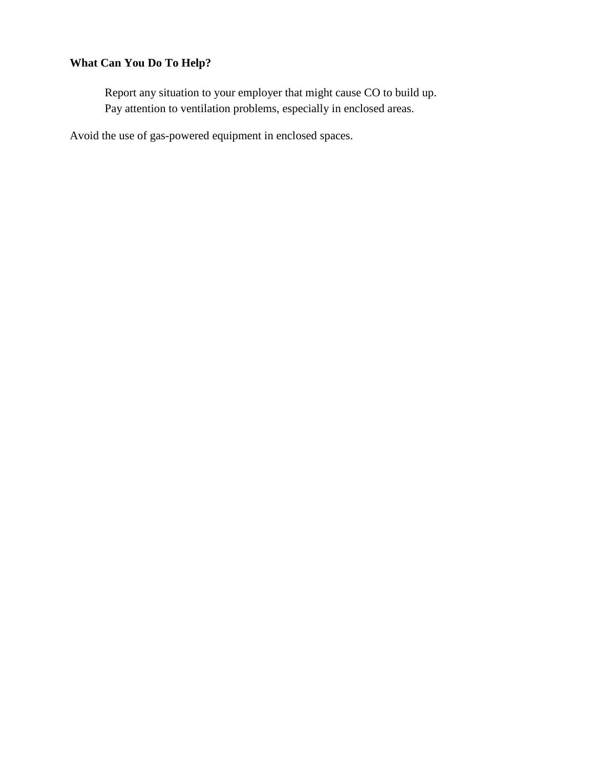**What Can You Do To Help?**

Report any situation to your employer that might cause CO to build up.
Pay attention to ventilation problems, especially in enclosed areas.

Avoid the use of gas-powered equipment in enclosed spaces.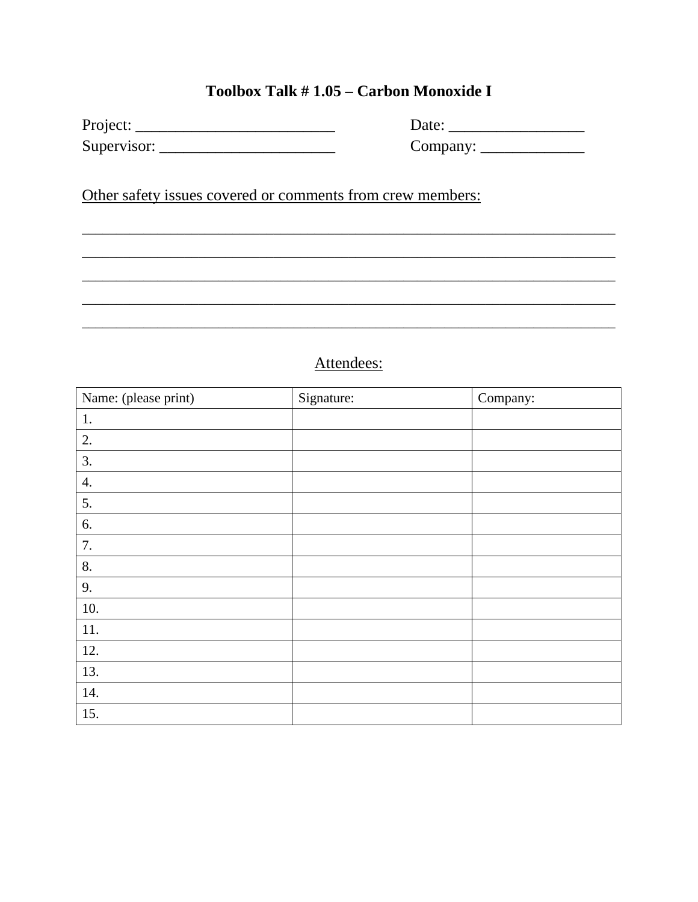# Toolbox Talk # 1.05 – Carbon Monoxide I

Project: _________________________ Date: _________________

Supervisor: ______________________ Company: _____________

Other safety issues covered or comments from crew members:

_________________________________________________________________________

_________________________________________________________________________

_________________________________________________________________________

_________________________________________________________________________

_________________________________________________________________________

Attendees:

| Name: (please print) | Signature: | Company: |
|---|---|---|
| 1. | | |
| 2. | | |
| 3. | | |
| 4. | | |
| 5. | | |
| 6. | | |
| 7. | | |
| 8. | | |
| 9. | | |
| 10. | | |
| 11. | | |
| 12. | | |
| 13. | | |
| 14. | | |
| 15. | | |